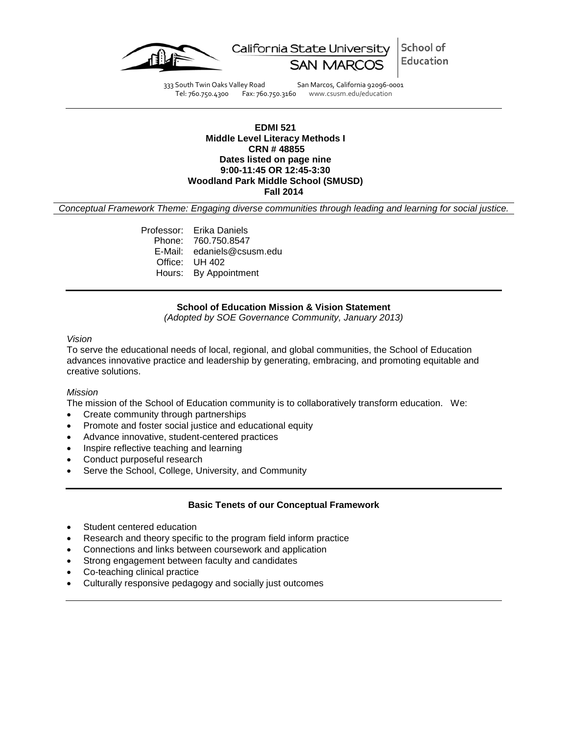California State University SAN MARCOS | School of Education

333 South Twin Oaks Valley Road San Marcos, California 92096-0001
Tel: 760.750.4300 Fax: 760.750.3160 www.csusm.edu/education

**EDMI 521**
**Middle Level Literacy Methods I**
**CRN # 48855**
**Dates listed on page nine**
**9:00-11:45 OR 12:45-3:30**
**Woodland Park Middle School (SMUSD)**
**Fall 2014**

*Conceptual Framework Theme: Engaging diverse communities through leading and learning for social justice.*

Professor: Erika Daniels
Phone: 760.750.8547
E-Mail: edaniels@csusm.edu
Office: UH 402
Hours: By Appointment

## School of Education Mission & Vision Statement

*(Adopted by SOE Governance Community, January 2013)*

*Vision*

To serve the educational needs of local, regional, and global communities, the School of Education advances innovative practice and leadership by generating, embracing, and promoting equitable and creative solutions.

*Mission*

The mission of the School of Education community is to collaboratively transform education. We:

- Create community through partnerships
- Promote and foster social justice and educational equity
- Advance innovative, student-centered practices
- Inspire reflective teaching and learning
- Conduct purposeful research
- Serve the School, College, University, and Community

## Basic Tenets of our Conceptual Framework

- Student centered education
- Research and theory specific to the program field inform practice
- Connections and links between coursework and application
- Strong engagement between faculty and candidates
- Co-teaching clinical practice
- Culturally responsive pedagogy and socially just outcomes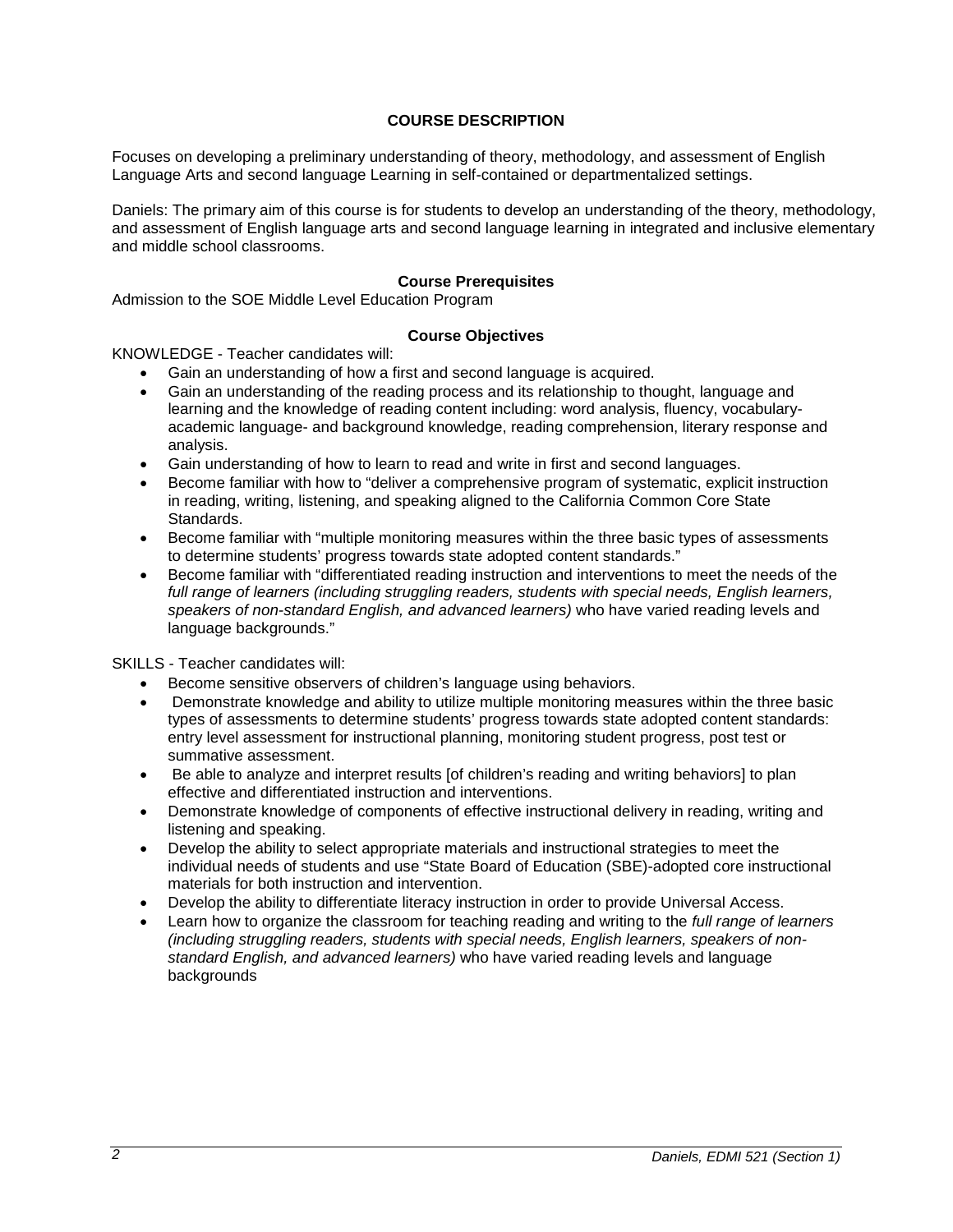## COURSE DESCRIPTION

Focuses on developing a preliminary understanding of theory, methodology, and assessment of English Language Arts and second language Learning in self-contained or departmentalized settings.

Daniels: The primary aim of this course is for students to develop an understanding of the theory, methodology, and assessment of English language arts and second language learning in integrated and inclusive elementary and middle school classrooms.

### Course Prerequisites

Admission to the SOE Middle Level Education Program

### Course Objectives

KNOWLEDGE - Teacher candidates will:

- Gain an understanding of how a first and second language is acquired.
- Gain an understanding of the reading process and its relationship to thought, language and learning and the knowledge of reading content including: word analysis, fluency, vocabulary-academic language- and background knowledge, reading comprehension, literary response and analysis.
- Gain understanding of how to learn to read and write in first and second languages.
- Become familiar with how to "deliver a comprehensive program of systematic, explicit instruction in reading, writing, listening, and speaking aligned to the California Common Core State Standards.
- Become familiar with "multiple monitoring measures within the three basic types of assessments to determine students' progress towards state adopted content standards."
- Become familiar with "differentiated reading instruction and interventions to meet the needs of the *full range of learners (including struggling readers, students with special needs, English learners, speakers of non-standard English, and advanced learners)* who have varied reading levels and language backgrounds."

SKILLS - Teacher candidates will:

- Become sensitive observers of children's language using behaviors.
- Demonstrate knowledge and ability to utilize multiple monitoring measures within the three basic types of assessments to determine students' progress towards state adopted content standards: entry level assessment for instructional planning, monitoring student progress, post test or summative assessment.
- Be able to analyze and interpret results [of children's reading and writing behaviors] to plan effective and differentiated instruction and interventions.
- Demonstrate knowledge of components of effective instructional delivery in reading, writing and listening and speaking.
- Develop the ability to select appropriate materials and instructional strategies to meet the individual needs of students and use "State Board of Education (SBE)-adopted core instructional materials for both instruction and intervention.
- Develop the ability to differentiate literacy instruction in order to provide Universal Access.
- Learn how to organize the classroom for teaching reading and writing to the *full range of learners (including struggling readers, students with special needs, English learners, speakers of non-standard English, and advanced learners)* who have varied reading levels and language backgrounds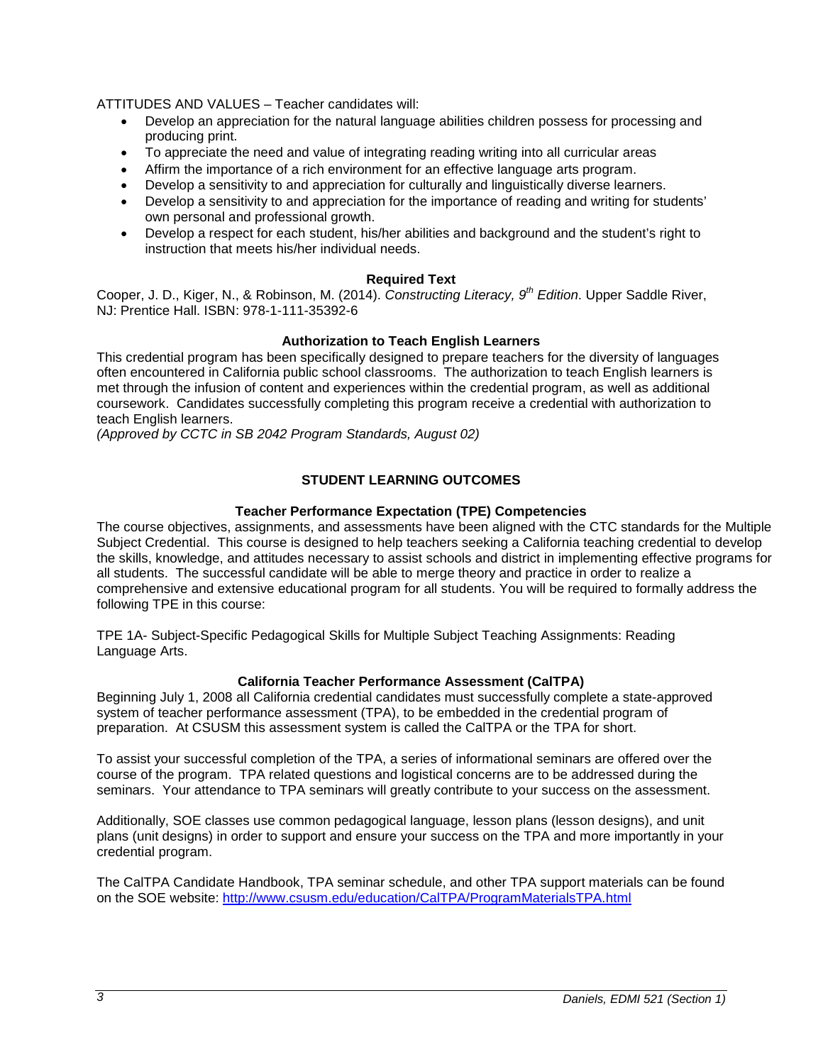ATTITUDES AND VALUES – Teacher candidates will:

- Develop an appreciation for the natural language abilities children possess for processing and producing print.
- To appreciate the need and value of integrating reading writing into all curricular areas
- Affirm the importance of a rich environment for an effective language arts program.
- Develop a sensitivity to and appreciation for culturally and linguistically diverse learners.
- Develop a sensitivity to and appreciation for the importance of reading and writing for students' own personal and professional growth.
- Develop a respect for each student, his/her abilities and background and the student's right to instruction that meets his/her individual needs.

**Required Text**

Cooper, J. D., Kiger, N., & Robinson, M. (2014). *Constructing Literacy, 9th Edition*. Upper Saddle River, NJ: Prentice Hall. ISBN: 978-1-111-35392-6

**Authorization to Teach English Learners**

This credential program has been specifically designed to prepare teachers for the diversity of languages often encountered in California public school classrooms. The authorization to teach English learners is met through the infusion of content and experiences within the credential program, as well as additional coursework. Candidates successfully completing this program receive a credential with authorization to teach English learners.
*(Approved by CCTC in SB 2042 Program Standards, August 02)*

## STUDENT LEARNING OUTCOMES

### Teacher Performance Expectation (TPE) Competencies

The course objectives, assignments, and assessments have been aligned with the CTC standards for the Multiple Subject Credential. This course is designed to help teachers seeking a California teaching credential to develop the skills, knowledge, and attitudes necessary to assist schools and district in implementing effective programs for all students. The successful candidate will be able to merge theory and practice in order to realize a comprehensive and extensive educational program for all students. You will be required to formally address the following TPE in this course:

TPE 1A- Subject-Specific Pedagogical Skills for Multiple Subject Teaching Assignments: Reading Language Arts.

### California Teacher Performance Assessment (CalTPA)

Beginning July 1, 2008 all California credential candidates must successfully complete a state-approved system of teacher performance assessment (TPA), to be embedded in the credential program of preparation. At CSUSM this assessment system is called the CalTPA or the TPA for short.

To assist your successful completion of the TPA, a series of informational seminars are offered over the course of the program. TPA related questions and logistical concerns are to be addressed during the seminars. Your attendance to TPA seminars will greatly contribute to your success on the assessment.

Additionally, SOE classes use common pedagogical language, lesson plans (lesson designs), and unit plans (unit designs) in order to support and ensure your success on the TPA and more importantly in your credential program.

The CalTPA Candidate Handbook, TPA seminar schedule, and other TPA support materials can be found on the SOE website: http://www.csusm.edu/education/CalTPA/ProgramMaterialsTPA.html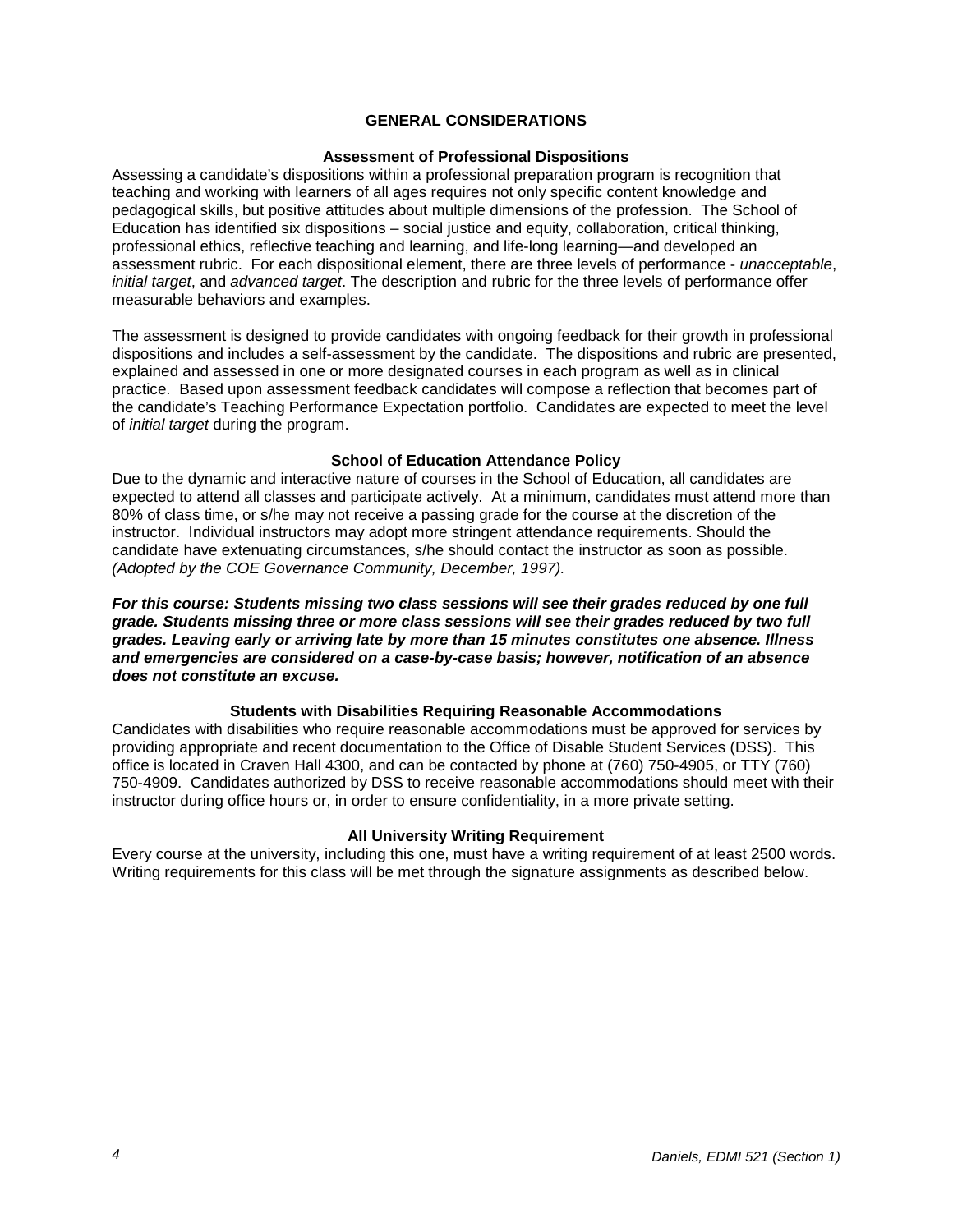## GENERAL CONSIDERATIONS

### Assessment of Professional Dispositions

Assessing a candidate's dispositions within a professional preparation program is recognition that teaching and working with learners of all ages requires not only specific content knowledge and pedagogical skills, but positive attitudes about multiple dimensions of the profession. The School of Education has identified six dispositions – social justice and equity, collaboration, critical thinking, professional ethics, reflective teaching and learning, and life-long learning—and developed an assessment rubric. For each dispositional element, there are three levels of performance - *unacceptable*, *initial target*, and *advanced target*. The description and rubric for the three levels of performance offer measurable behaviors and examples.

The assessment is designed to provide candidates with ongoing feedback for their growth in professional dispositions and includes a self-assessment by the candidate. The dispositions and rubric are presented, explained and assessed in one or more designated courses in each program as well as in clinical practice. Based upon assessment feedback candidates will compose a reflection that becomes part of the candidate's Teaching Performance Expectation portfolio. Candidates are expected to meet the level of *initial target* during the program.

### School of Education Attendance Policy

Due to the dynamic and interactive nature of courses in the School of Education, all candidates are expected to attend all classes and participate actively. At a minimum, candidates must attend more than 80% of class time, or s/he may not receive a passing grade for the course at the discretion of the instructor. <u>Individual instructors may adopt more stringent attendance requirements</u>. Should the candidate have extenuating circumstances, s/he should contact the instructor as soon as possible. *(Adopted by the COE Governance Community, December, 1997).*

***For this course: Students missing two class sessions will see their grades reduced by one full grade. Students missing three or more class sessions will see their grades reduced by two full grades. Leaving early or arriving late by more than 15 minutes constitutes one absence. Illness and emergencies are considered on a case-by-case basis; however, notification of an absence does not constitute an excuse.***

### Students with Disabilities Requiring Reasonable Accommodations

Candidates with disabilities who require reasonable accommodations must be approved for services by providing appropriate and recent documentation to the Office of Disable Student Services (DSS). This office is located in Craven Hall 4300, and can be contacted by phone at (760) 750-4905, or TTY (760) 750-4909. Candidates authorized by DSS to receive reasonable accommodations should meet with their instructor during office hours or, in order to ensure confidentiality, in a more private setting.

### All University Writing Requirement

Every course at the university, including this one, must have a writing requirement of at least 2500 words. Writing requirements for this class will be met through the signature assignments as described below.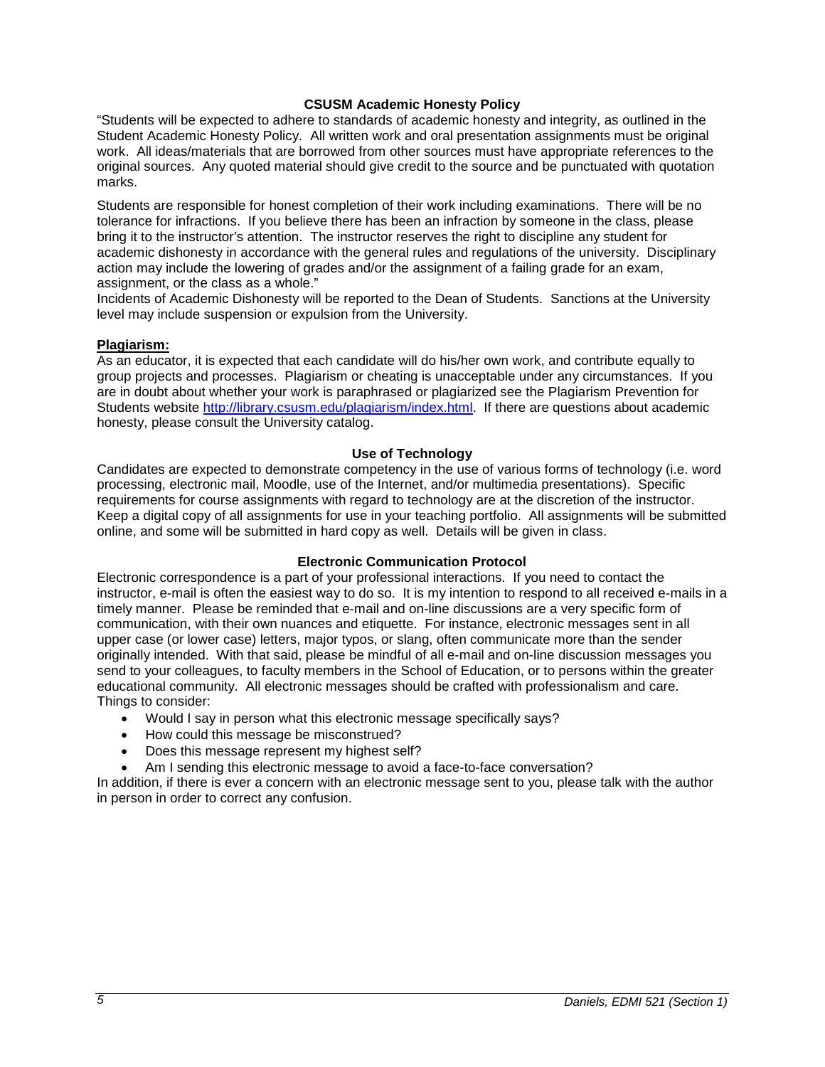## CSUSM Academic Honesty Policy

"Students will be expected to adhere to standards of academic honesty and integrity, as outlined in the Student Academic Honesty Policy. All written work and oral presentation assignments must be original work. All ideas/materials that are borrowed from other sources must have appropriate references to the original sources. Any quoted material should give credit to the source and be punctuated with quotation marks.

Students are responsible for honest completion of their work including examinations. There will be no tolerance for infractions. If you believe there has been an infraction by someone in the class, please bring it to the instructor's attention. The instructor reserves the right to discipline any student for academic dishonesty in accordance with the general rules and regulations of the university. Disciplinary action may include the lowering of grades and/or the assignment of a failing grade for an exam, assignment, or the class as a whole."

Incidents of Academic Dishonesty will be reported to the Dean of Students. Sanctions at the University level may include suspension or expulsion from the University.

**Plagiarism:**

As an educator, it is expected that each candidate will do his/her own work, and contribute equally to group projects and processes. Plagiarism or cheating is unacceptable under any circumstances. If you are in doubt about whether your work is paraphrased or plagiarized see the Plagiarism Prevention for Students website http://library.csusm.edu/plagiarism/index.html. If there are questions about academic honesty, please consult the University catalog.

## Use of Technology

Candidates are expected to demonstrate competency in the use of various forms of technology (i.e. word processing, electronic mail, Moodle, use of the Internet, and/or multimedia presentations). Specific requirements for course assignments with regard to technology are at the discretion of the instructor. Keep a digital copy of all assignments for use in your teaching portfolio. All assignments will be submitted online, and some will be submitted in hard copy as well. Details will be given in class.

## Electronic Communication Protocol

Electronic correspondence is a part of your professional interactions. If you need to contact the instructor, e-mail is often the easiest way to do so. It is my intention to respond to all received e-mails in a timely manner. Please be reminded that e-mail and on-line discussions are a very specific form of communication, with their own nuances and etiquette. For instance, electronic messages sent in all upper case (or lower case) letters, major typos, or slang, often communicate more than the sender originally intended. With that said, please be mindful of all e-mail and on-line discussion messages you send to your colleagues, to faculty members in the School of Education, or to persons within the greater educational community. All electronic messages should be crafted with professionalism and care. Things to consider:

- Would I say in person what this electronic message specifically says?
- How could this message be misconstrued?
- Does this message represent my highest self?
- Am I sending this electronic message to avoid a face-to-face conversation?

In addition, if there is ever a concern with an electronic message sent to you, please talk with the author in person in order to correct any confusion.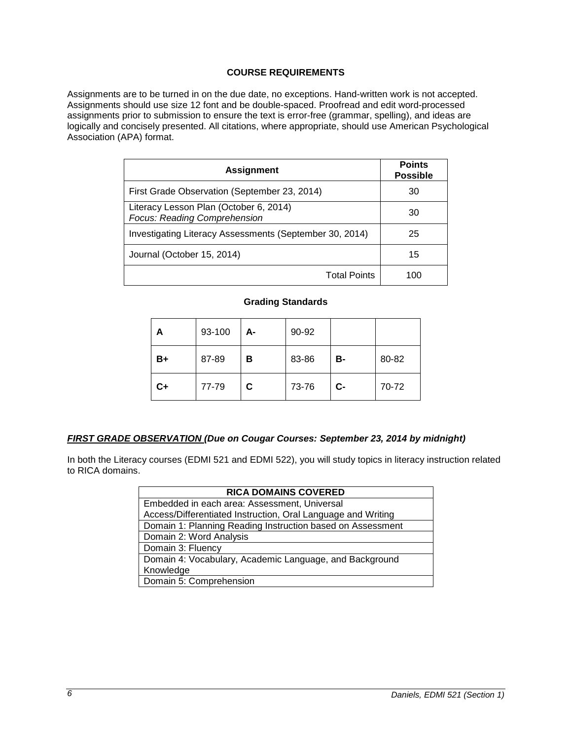## COURSE REQUIREMENTS

Assignments are to be turned in on the due date, no exceptions. Hand-written work is not accepted. Assignments should use size 12 font and be double-spaced. Proofread and edit word-processed assignments prior to submission to ensure the text is error-free (grammar, spelling), and ideas are logically and concisely presented. All citations, where appropriate, should use American Psychological Association (APA) format.

| Assignment | Points Possible |
|---|---|
| First Grade Observation (September 23, 2014) | 30 |
| Literacy Lesson Plan (October 6, 2014) *Focus: Reading Comprehension* | 30 |
| Investigating Literacy Assessments (September 30, 2014) | 25 |
| Journal (October 15, 2014) | 15 |
| Total Points | 100 |

**Grading Standards**

| | | | | | |
|---|---|---|---|---|---|
| **A** | 93-100 | **A-** | 90-92 | | |
| **B+** | 87-89 | **B** | 83-86 | **B-** | 80-82 |
| **C+** | 77-79 | **C** | 73-76 | **C-** | 70-72 |

***<u>FIRST GRADE OBSERVATION</u> (Due on Cougar Courses: September 23, 2014 by midnight)***

In both the Literacy courses (EDMI 521 and EDMI 522), you will study topics in literacy instruction related to RICA domains.

| RICA DOMAINS COVERED |
|---|
| Embedded in each area: Assessment, Universal Access/Differentiated Instruction, Oral Language and Writing |
| Domain 1: Planning Reading Instruction based on Assessment |
| Domain 2: Word Analysis |
| Domain 3: Fluency |
| Domain 4: Vocabulary, Academic Language, and Background Knowledge |
| Domain 5: Comprehension |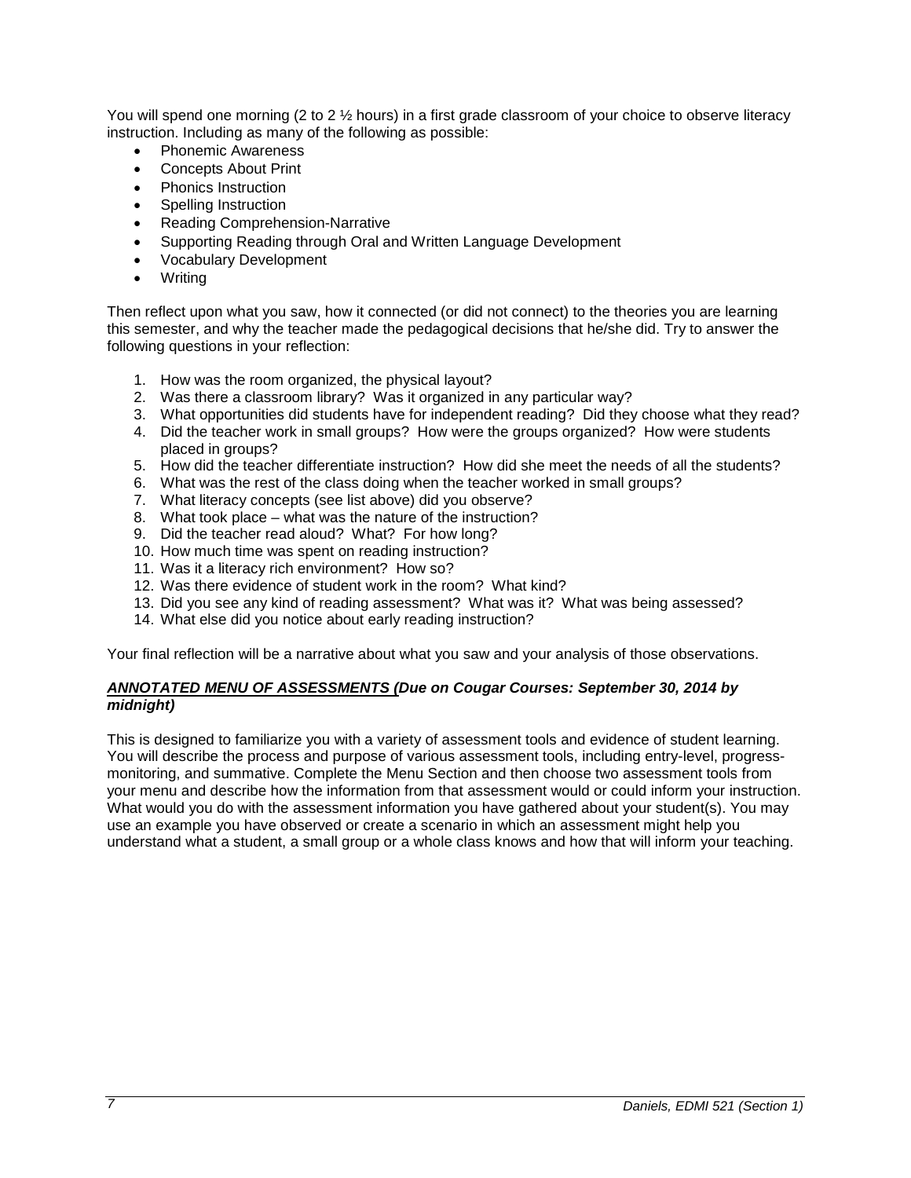You will spend one morning (2 to 2 ½ hours) in a first grade classroom of your choice to observe literacy instruction. Including as many of the following as possible:

- Phonemic Awareness
- Concepts About Print
- Phonics Instruction
- Spelling Instruction
- Reading Comprehension-Narrative
- Supporting Reading through Oral and Written Language Development
- Vocabulary Development
- Writing

Then reflect upon what you saw, how it connected (or did not connect) to the theories you are learning this semester, and why the teacher made the pedagogical decisions that he/she did. Try to answer the following questions in your reflection:

1. How was the room organized, the physical layout?
2. Was there a classroom library? Was it organized in any particular way?
3. What opportunities did students have for independent reading? Did they choose what they read?
4. Did the teacher work in small groups? How were the groups organized? How were students placed in groups?
5. How did the teacher differentiate instruction? How did she meet the needs of all the students?
6. What was the rest of the class doing when the teacher worked in small groups?
7. What literacy concepts (see list above) did you observe?
8. What took place – what was the nature of the instruction?
9. Did the teacher read aloud? What? For how long?
10. How much time was spent on reading instruction?
11. Was it a literacy rich environment? How so?
12. Was there evidence of student work in the room? What kind?
13. Did you see any kind of reading assessment? What was it? What was being assessed?
14. What else did you notice about early reading instruction?

Your final reflection will be a narrative about what you saw and your analysis of those observations.

***ANNOTATED MENU OF ASSESSMENTS (Due on Cougar Courses: September 30, 2014 by midnight)***

This is designed to familiarize you with a variety of assessment tools and evidence of student learning. You will describe the process and purpose of various assessment tools, including entry-level, progress-monitoring, and summative. Complete the Menu Section and then choose two assessment tools from your menu and describe how the information from that assessment would or could inform your instruction. What would you do with the assessment information you have gathered about your student(s). You may use an example you have observed or create a scenario in which an assessment might help you understand what a student, a small group or a whole class knows and how that will inform your teaching.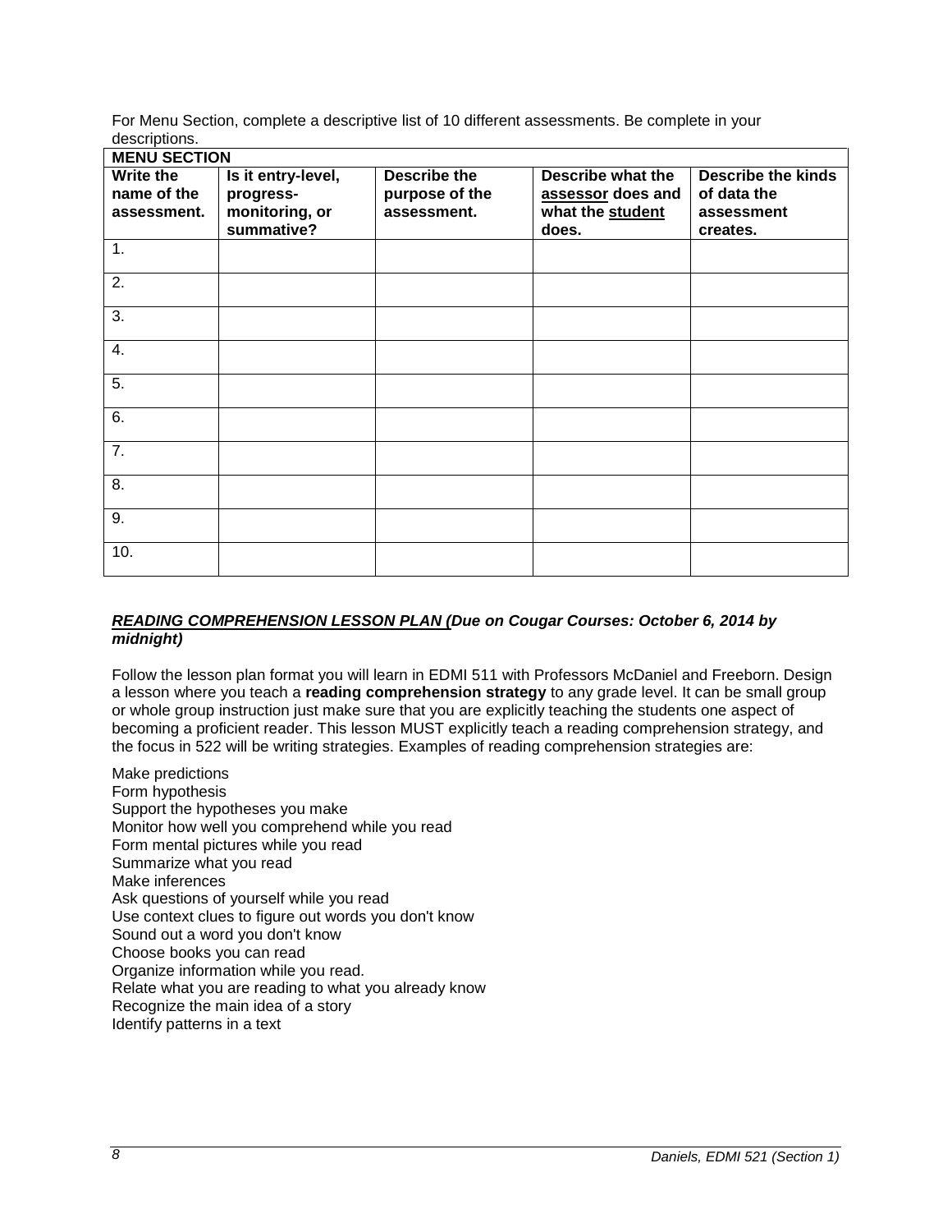For Menu Section, complete a descriptive list of 10 different assessments. Be complete in your descriptions.

| MENU SECTION | | | | |
|---|---|---|---|---|
| **Write the name of the assessment.** | **Is it entry-level, progress-monitoring, or summative?** | **Describe the purpose of the assessment.** | **Describe what the assessor does and what the student does.** | **Describe the kinds of data the assessment creates.** |
| 1. | | | | |
| 2. | | | | |
| 3. | | | | |
| 4. | | | | |
| 5. | | | | |
| 6. | | | | |
| 7. | | | | |
| 8. | | | | |
| 9. | | | | |
| 10. | | | | |

***READING COMPREHENSION LESSON PLAN (Due on Cougar Courses: October 6, 2014 by midnight)***

Follow the lesson plan format you will learn in EDMI 511 with Professors McDaniel and Freeborn. Design a lesson where you teach a **reading comprehension strategy** to any grade level. It can be small group or whole group instruction just make sure that you are explicitly teaching the students one aspect of becoming a proficient reader. This lesson MUST explicitly teach a reading comprehension strategy, and the focus in 522 will be writing strategies. Examples of reading comprehension strategies are:

Make predictions
Form hypothesis
Support the hypotheses you make
Monitor how well you comprehend while you read
Form mental pictures while you read
Summarize what you read
Make inferences
Ask questions of yourself while you read
Use context clues to figure out words you don't know
Sound out a word you don't know
Choose books you can read
Organize information while you read.
Relate what you are reading to what you already know
Recognize the main idea of a story
Identify patterns in a text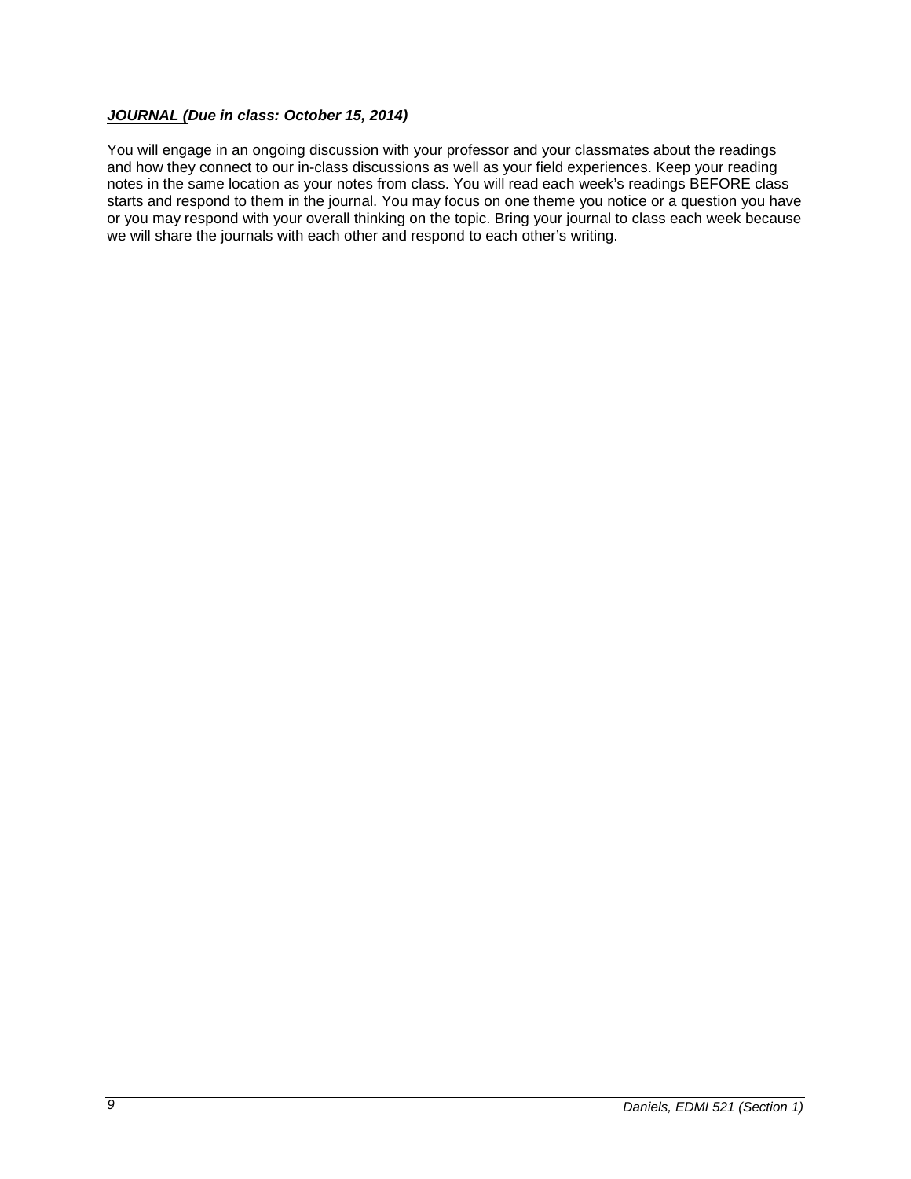***<u>JOURNAL</u> (Due in class: October 15, 2014)***

You will engage in an ongoing discussion with your professor and your classmates about the readings and how they connect to our in-class discussions as well as your field experiences. Keep your reading notes in the same location as your notes from class. You will read each week's readings BEFORE class starts and respond to them in the journal. You may focus on one theme you notice or a question you have or you may respond with your overall thinking on the topic. Bring your journal to class each week because we will share the journals with each other and respond to each other's writing.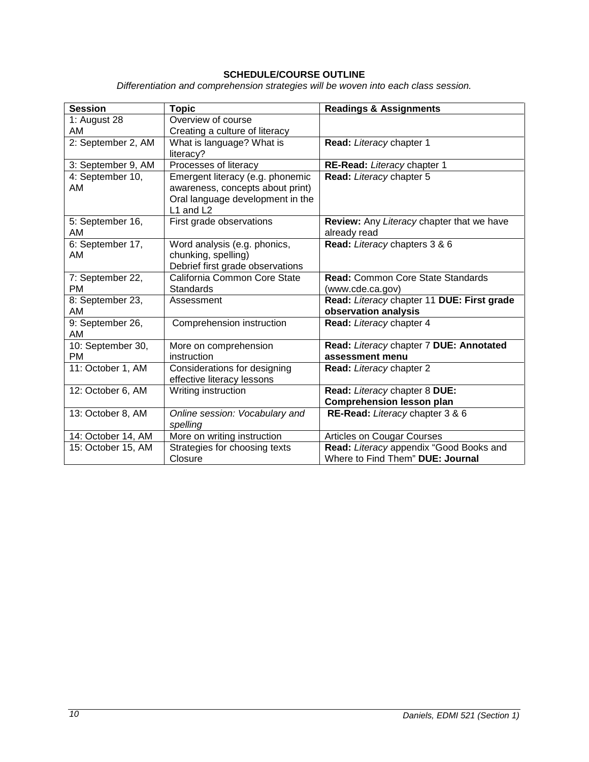**SCHEDULE/COURSE OUTLINE**

*Differentiation and comprehension strategies will be woven into each class session.*

| **Session** | **Topic** | **Readings & Assignments** |
|---|---|---|
| 1: August 28 AM | Overview of course Creating a culture of literacy | |
| 2: September 2, AM | What is language? What is literacy? | **Read:** *Literacy* chapter 1 |
| 3: September 9, AM | Processes of literacy | **RE-Read:** *Literacy* chapter 1 |
| 4: September 10, AM | Emergent literacy (e.g. phonemic awareness, concepts about print) Oral language development in the L1 and L2 | **Read:** *Literacy* chapter 5 |
| 5: September 16, AM | First grade observations | **Review:** Any *Literacy* chapter that we have already read |
| 6: September 17, AM | Word analysis (e.g. phonics, chunking, spelling) Debrief first grade observations | **Read:** *Literacy* chapters 3 & 6 |
| 7: September 22, PM | California Common Core State Standards | **Read:** Common Core State Standards (www.cde.ca.gov) |
| 8: September 23, AM | Assessment | **Read:** *Literacy* chapter 11 **DUE: First grade observation analysis** |
| 9: September 26, AM | Comprehension instruction | **Read:** *Literacy* chapter 4 |
| 10: September 30, PM | More on comprehension instruction | **Read:** *Literacy* chapter 7 **DUE: Annotated assessment menu** |
| 11: October 1, AM | Considerations for designing effective literacy lessons | **Read:** *Literacy* chapter 2 |
| 12: October 6, AM | Writing instruction | **Read:** *Literacy* chapter 8 **DUE: Comprehension lesson plan** |
| 13: October 8, AM | *Online session: Vocabulary and spelling* | **RE-Read:** *Literacy* chapter 3 & 6 |
| 14: October 14, AM | More on writing instruction | Articles on Cougar Courses |
| 15: October 15, AM | Strategies for choosing texts Closure | **Read:** *Literacy* appendix "Good Books and Where to Find Them" **DUE: Journal** |